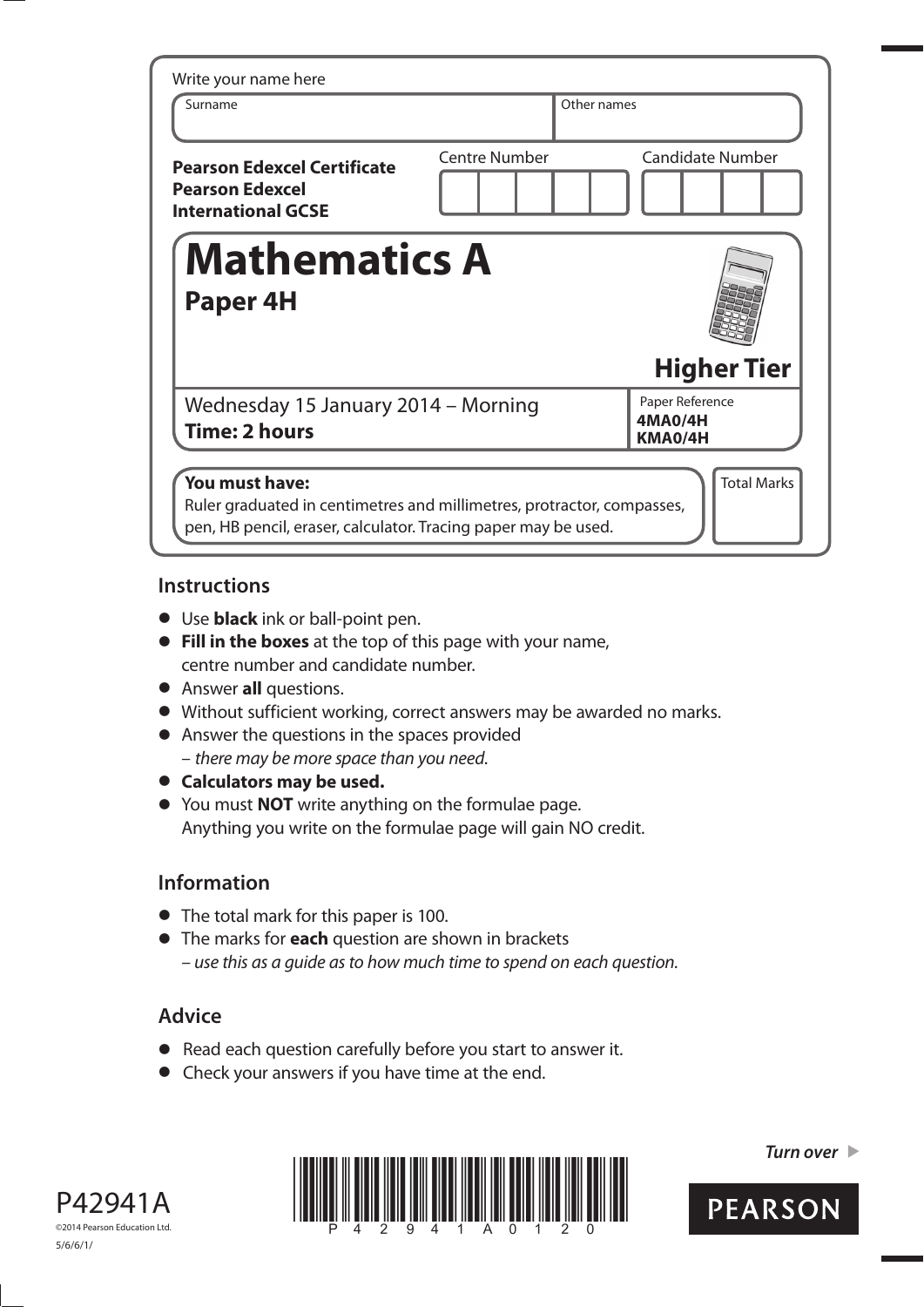Write your name here

| Surname | Other names |
|---|---|
| | |

**Pearson Edexcel Certificate**
**Pearson Edexcel International GCSE**

| Centre Number | Candidate Number |
|---|---|
| | |

# Mathematics A

## Paper 4H

**Higher Tier**

Wednesday 15 January 2014 – Morning
**Time: 2 hours**

Paper Reference
**4MA0/4H**
**KMA0/4H**

**You must have:**
Ruler graduated in centimetres and millimetres, protractor, compasses, pen, HB pencil, eraser, calculator. Tracing paper may be used.

Total Marks

## Instructions

- Use **black** ink or ball-point pen.
- **Fill in the boxes** at the top of this page with your name, centre number and candidate number.
- Answer **all** questions.
- Without sufficient working, correct answers may be awarded no marks.
- Answer the questions in the spaces provided
  – *there may be more space than you need.*
- **Calculators may be used.**
- You must **NOT** write anything on the formulae page.
  Anything you write on the formulae page will gain NO credit.

## Information

- The total mark for this paper is 100.
- The marks for **each** question are shown in brackets
  – *use this as a guide as to how much time to spend on each question.*

## Advice

- Read each question carefully before you start to answer it.
- Check your answers if you have time at the end.

*Turn over*

P42941A
©2014 Pearson Education Ltd.
5/6/6/1/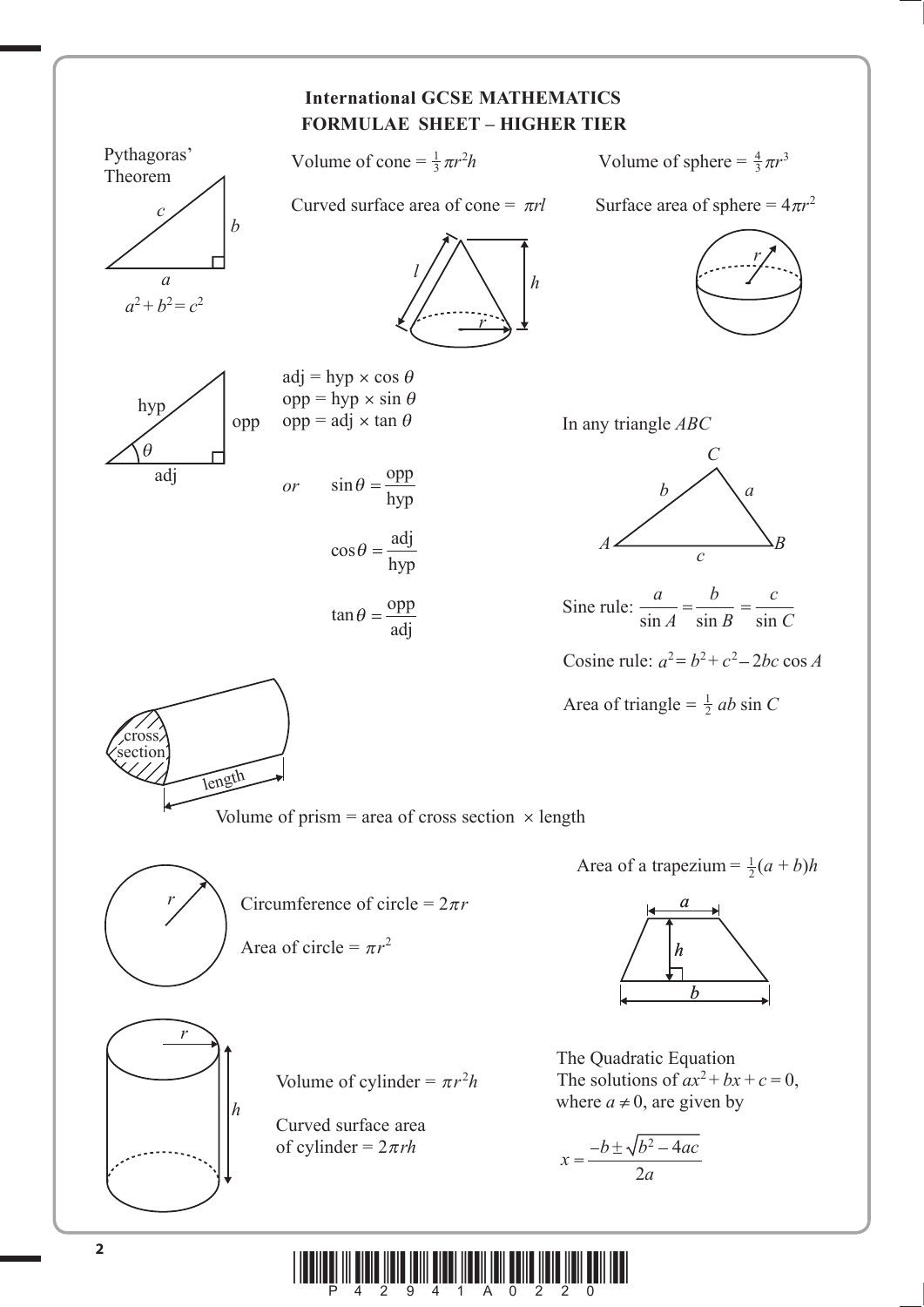# International GCSE MATHEMATICS
## FORMULAE SHEET – HIGHER TIER

**Pythagoras' Theorem**

$a^2 + b^2 = c^2$

Volume of cone $= \frac{1}{3}\pi r^2 h$

Curved surface area of cone $= \pi r l$

Volume of sphere $= \frac{4}{3}\pi r^3$

Surface area of sphere $= 4\pi r^2$

adj = hyp $\times \cos\theta$
opp = hyp $\times \sin\theta$
opp = adj $\times \tan\theta$

*or* $\sin\theta = \dfrac{\text{opp}}{\text{hyp}}$

$\cos\theta = \dfrac{\text{adj}}{\text{hyp}}$

$\tan\theta = \dfrac{\text{opp}}{\text{adj}}$

In any triangle $ABC$

Sine rule: $\dfrac{a}{\sin A} = \dfrac{b}{\sin B} = \dfrac{c}{\sin C}$

Cosine rule: $a^2 = b^2 + c^2 - 2bc\cos A$

Area of triangle $= \frac{1}{2}ab\sin C$

Volume of prism = area of cross section $\times$ length

Area of a trapezium $= \frac{1}{2}(a + b)h$

Circumference of circle $= 2\pi r$

Area of circle $= \pi r^2$

Volume of cylinder $= \pi r^2 h$

Curved surface area of cylinder $= 2\pi r h$

The Quadratic Equation
The solutions of $ax^2 + bx + c = 0$, where $a \neq 0$, are given by

$$x = \frac{-b \pm \sqrt{b^2 - 4ac}}{2a}$$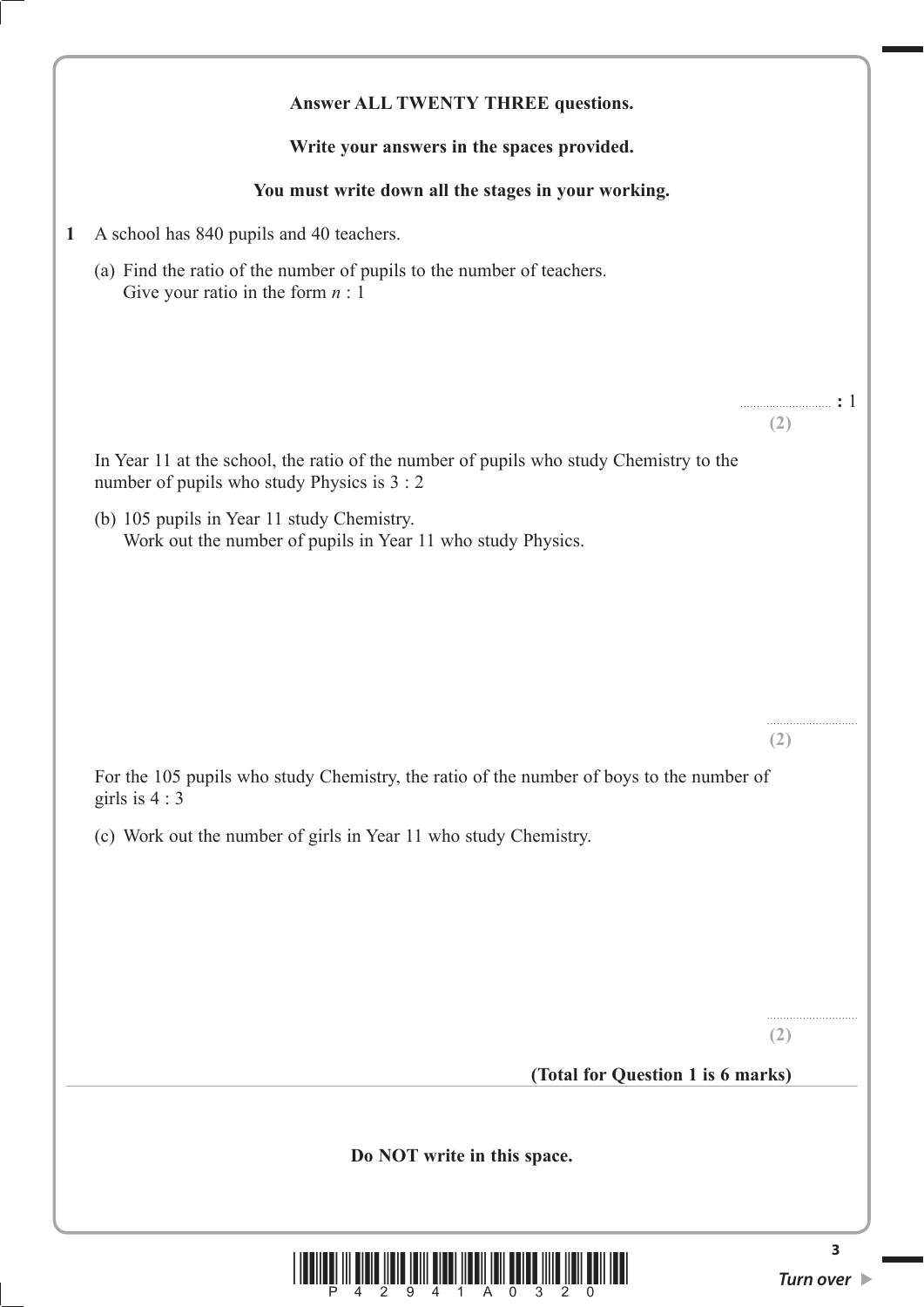**Answer ALL TWENTY THREE questions.**

**Write your answers in the spaces provided.**

**You must write down all the stages in your working.**

**1** A school has 840 pupils and 40 teachers.

(a) Find the ratio of the number of pupils to the number of teachers.
Give your ratio in the form $n$ : 1

.............................. **:** 1

**(2)**

In Year 11 at the school, the ratio of the number of pupils who study Chemistry to the number of pupils who study Physics is 3 : 2

(b) 105 pupils in Year 11 study Chemistry.
Work out the number of pupils in Year 11 who study Physics.

..............................

**(2)**

For the 105 pupils who study Chemistry, the ratio of the number of boys to the number of girls is 4 : 3

(c) Work out the number of girls in Year 11 who study Chemistry.

..............................

**(2)**

**(Total for Question 1 is 6 marks)**

**Do NOT write in this space.**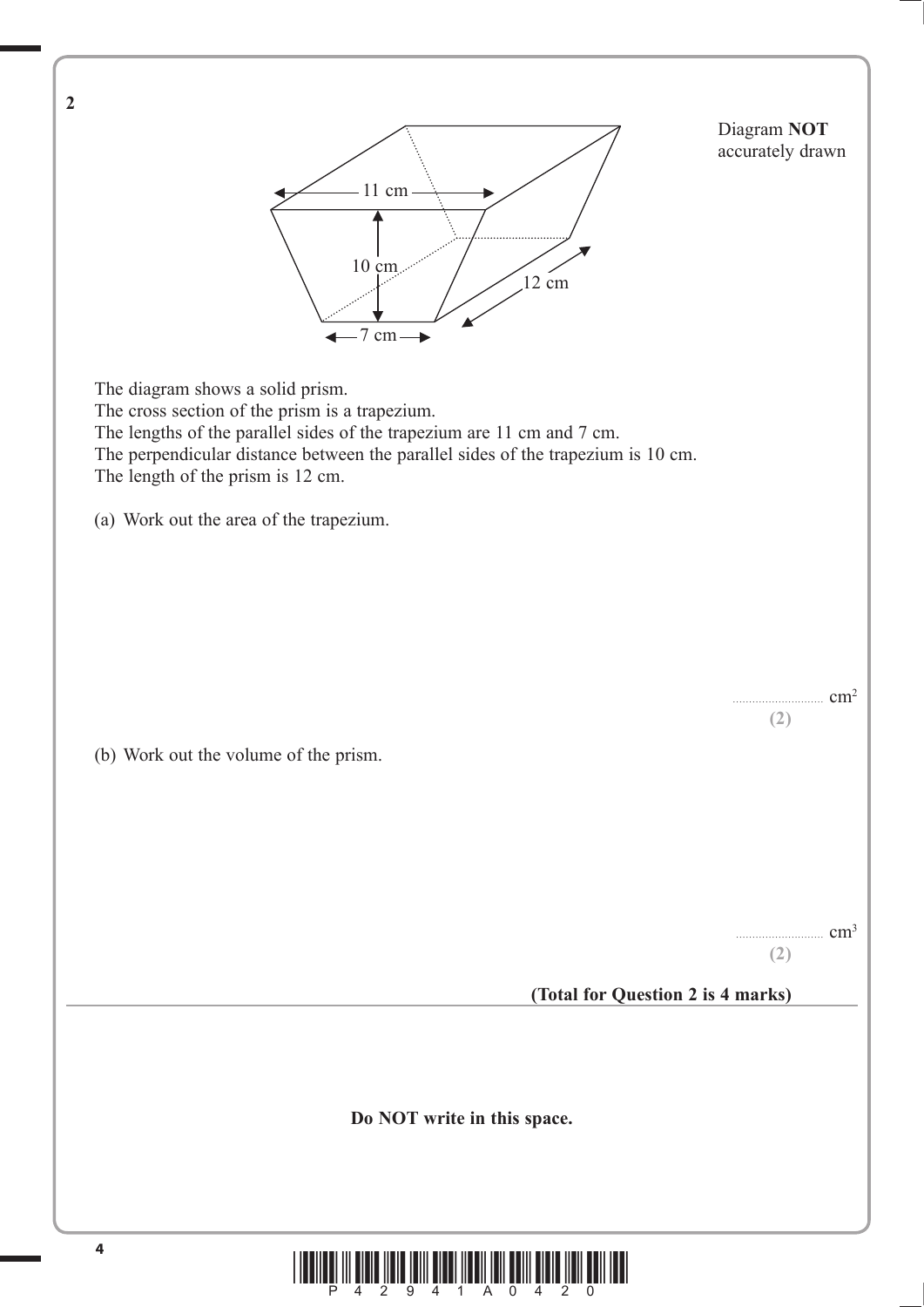**2**

Diagram **NOT** accurately drawn

11 cm

10 cm

12 cm

7 cm

The diagram shows a solid prism.
The cross section of the prism is a trapezium.
The lengths of the parallel sides of the trapezium are 11 cm and 7 cm.
The perpendicular distance between the parallel sides of the trapezium is 10 cm.
The length of the prism is 12 cm.

(a) Work out the area of the trapezium.

.......................... $cm^2$

**(2)**

(b) Work out the volume of the prism.

.......................... $cm^3$

**(2)**

**(Total for Question 2 is 4 marks)**

**Do NOT write in this space.**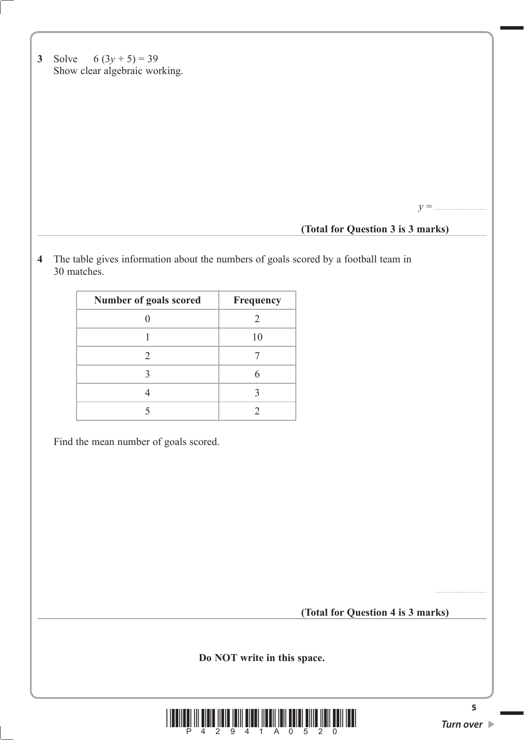**3** Solve $6(3y + 5) = 39$

Show clear algebraic working.

$y =$ ..........................

**(Total for Question 3 is 3 marks)**

---

**4** The table gives information about the numbers of goals scored by a football team in 30 matches.

| Number of goals scored | Frequency |
|---|---|
| 0 | 2 |
| 1 | 10 |
| 2 | 7 |
| 3 | 6 |
| 4 | 3 |
| 5 | 2 |

Find the mean number of goals scored.

..........................

**(Total for Question 4 is 3 marks)**

---

**Do NOT write in this space.**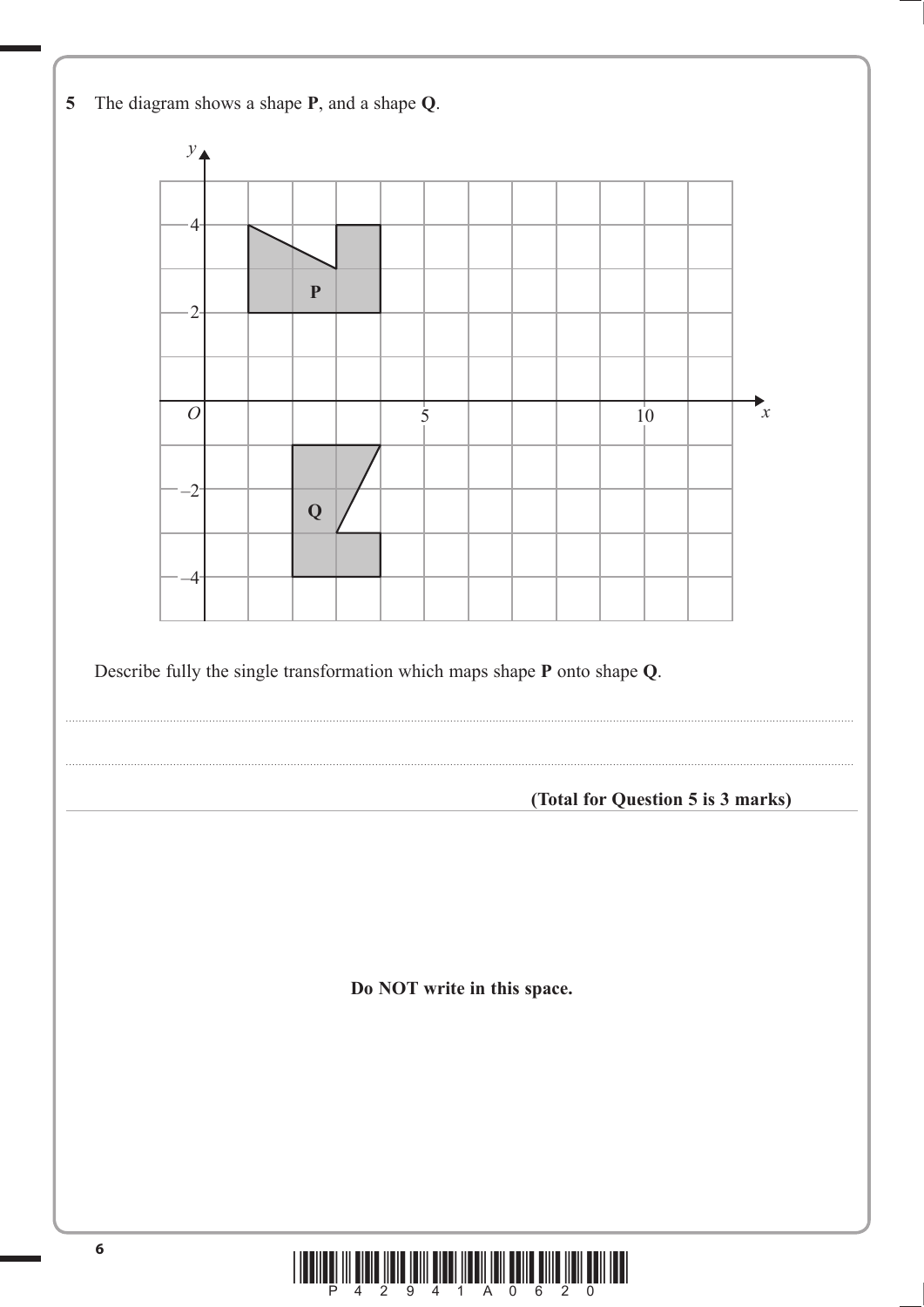**5** The diagram shows a shape **P**, and a shape **Q**.

Describe fully the single transformation which maps shape **P** onto shape **Q**.

.......................................................................................................................................................................................................

.......................................................................................................................................................................................................

**(Total for Question 5 is 3 marks)**

**Do NOT write in this space.**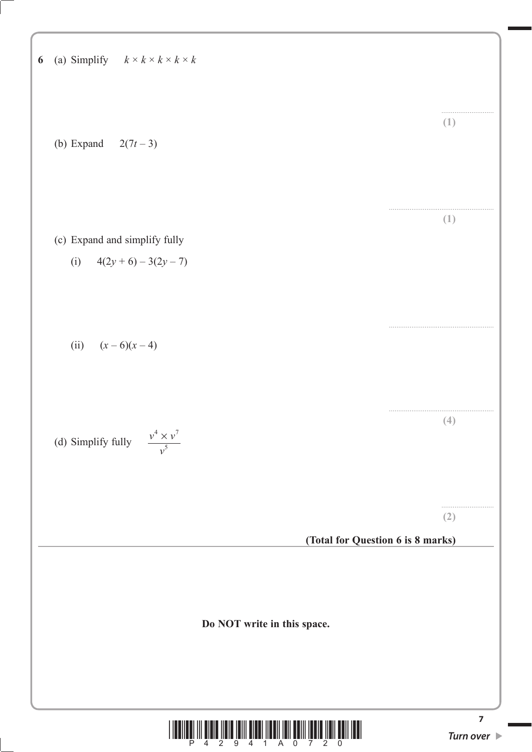**6** (a) Simplify $k \times k \times k \times k \times k$

..........................

**(1)**

(b) Expand $2(7t - 3)$

..........................

**(1)**

(c) Expand and simplify fully

(i) $4(2y + 6) - 3(2y - 7)$

..........................

(ii) $(x - 6)(x - 4)$

..........................

**(4)**

(d) Simplify fully $\dfrac{v^4 \times v^7}{v^5}$

..........................

**(2)**

**(Total for Question 6 is 8 marks)**

---

**Do NOT write in this space.**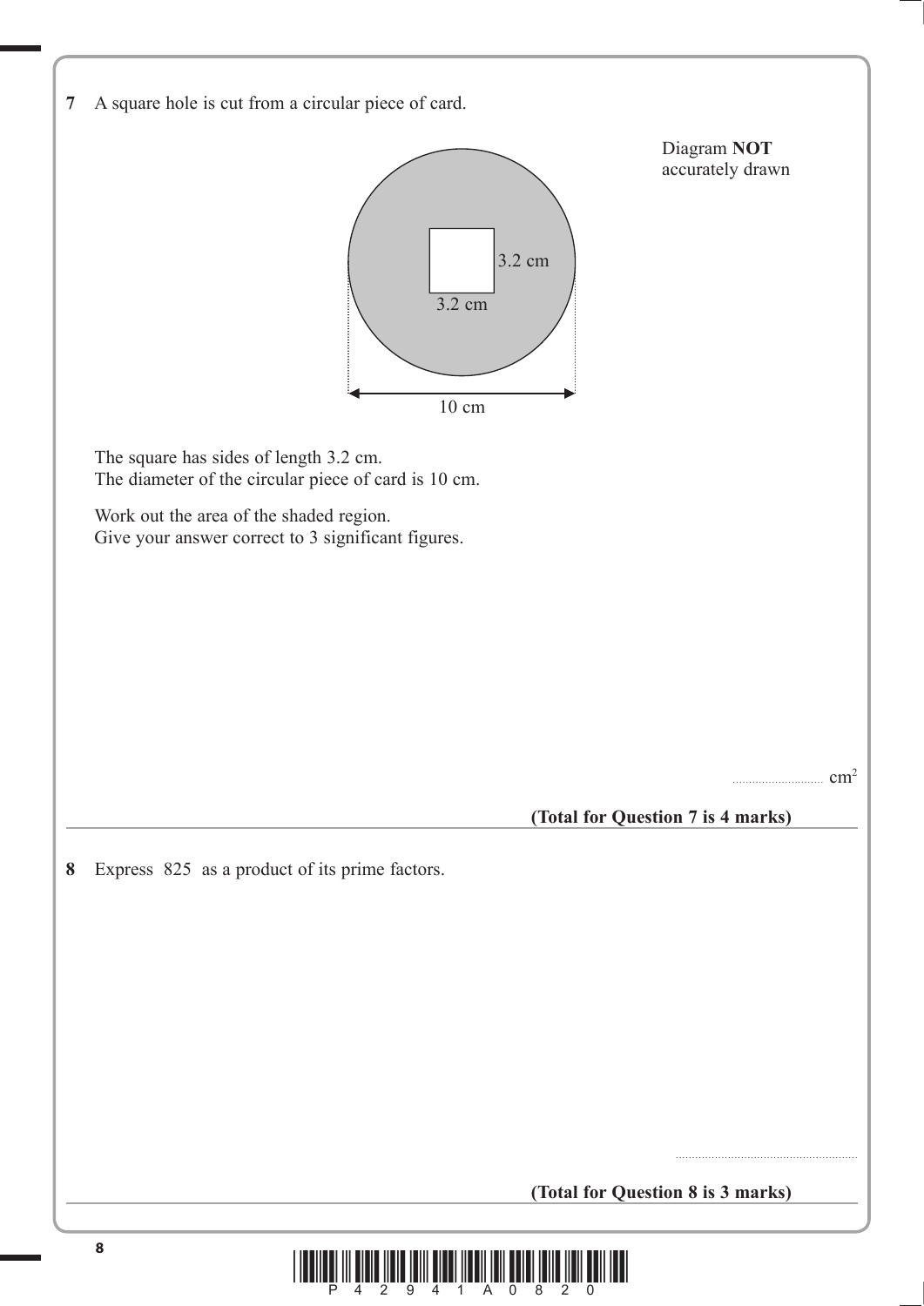**7** A square hole is cut from a circular piece of card.

Diagram **NOT** accurately drawn

3.2 cm

3.2 cm

10 cm

The square has sides of length 3.2 cm.
The diameter of the circular piece of card is 10 cm.

Work out the area of the shaded region.
Give your answer correct to 3 significant figures.

.......................... $cm^2$

**(Total for Question 7 is 4 marks)**

---

**8** Express 825 as a product of its prime factors.

..........................................................

**(Total for Question 8 is 3 marks)**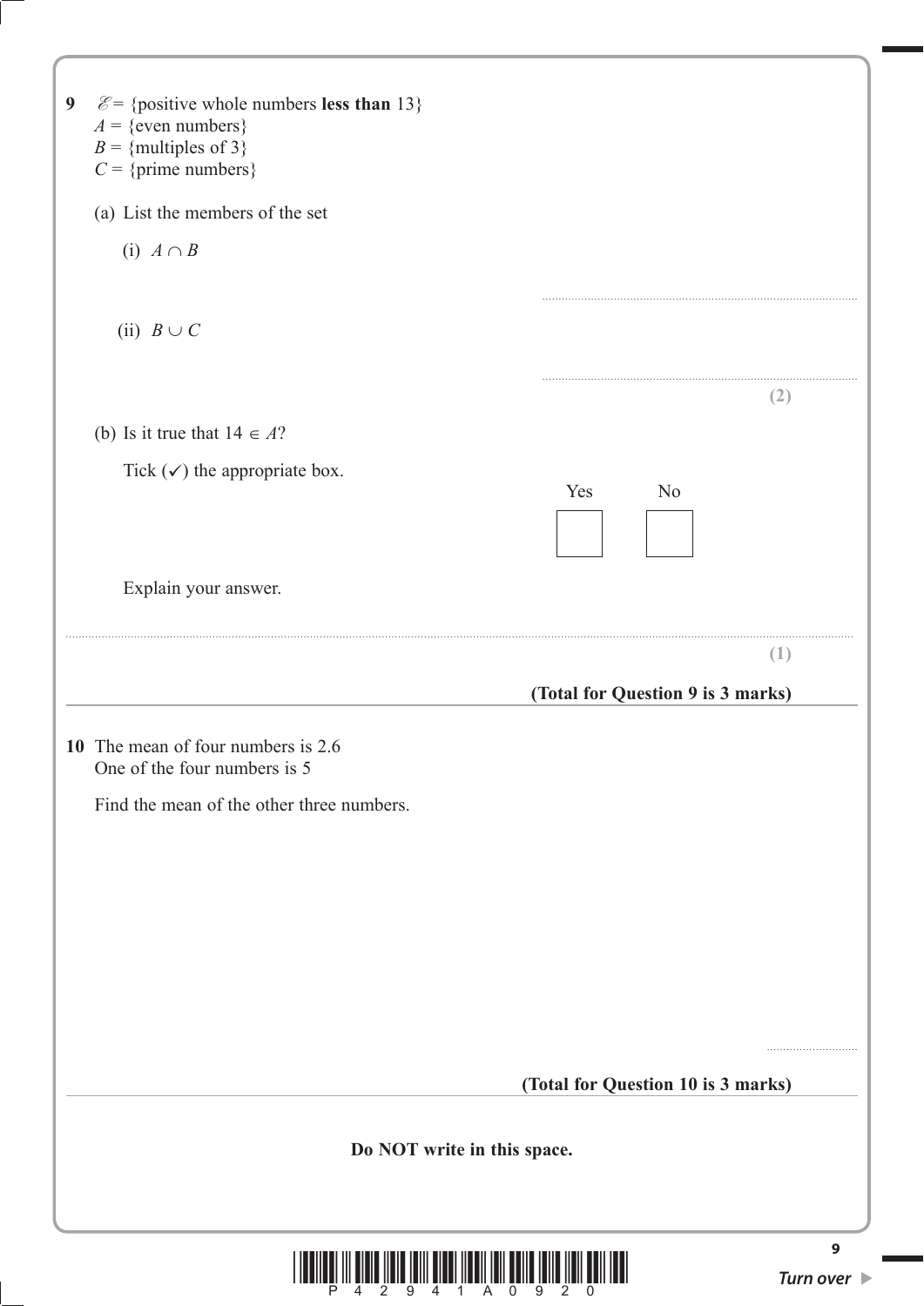**9** $\mathscr{E}$ = {positive whole numbers **less than** 13}
$A$ = {even numbers}
$B$ = {multiples of 3}
$C$ = {prime numbers}

(a) List the members of the set

(i) $A \cap B$

..........................................................................................

(ii) $B \cup C$

..........................................................................................

**(2)**

(b) Is it true that $14 \in A$?

Tick (✓) the appropriate box.

Yes ☐ No ☐

Explain your answer.

..........................................................................................

**(1)**

**(Total for Question 9 is 3 marks)**

---

**10** The mean of four numbers is 2.6
One of the four numbers is 5

Find the mean of the other three numbers.

..........................

**(Total for Question 10 is 3 marks)**

---

**Do NOT write in this space.**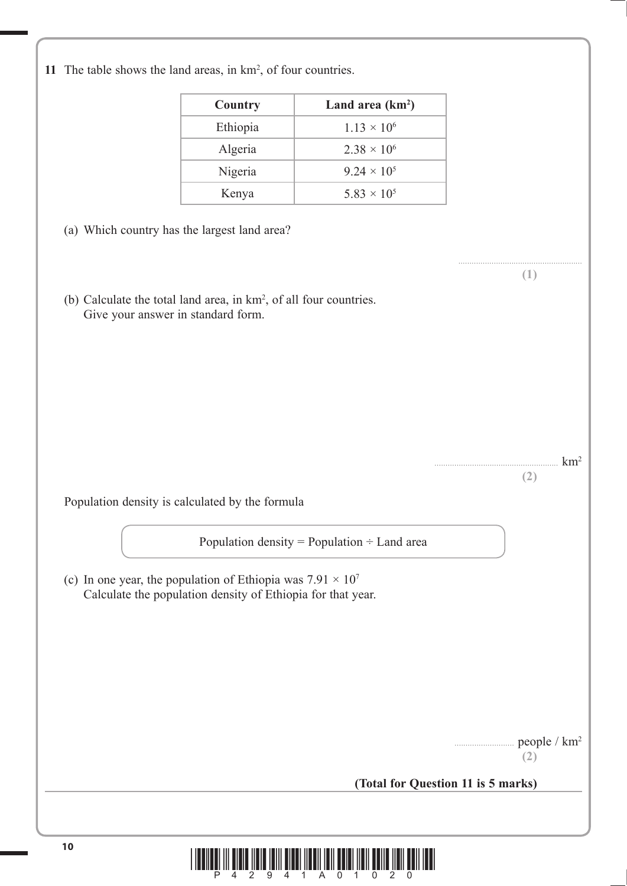**11** The table shows the land areas, in km$^2$, of four countries.

| Country | Land area (km$^2$) |
|---|---|
| Ethiopia | $1.13 \times 10^6$ |
| Algeria | $2.38 \times 10^6$ |
| Nigeria | $9.24 \times 10^5$ |
| Kenya | $5.83 \times 10^5$ |

(a) Which country has the largest land area?

..........................................................

**(1)**

(b) Calculate the total land area, in km$^2$, of all four countries.
Give your answer in standard form.

.......................................................... km$^2$

**(2)**

Population density is calculated by the formula

Population density = Population ÷ Land area

(c) In one year, the population of Ethiopia was $7.91 \times 10^7$
Calculate the population density of Ethiopia for that year.

.......................... people / km$^2$

**(2)**

**(Total for Question 11 is 5 marks)**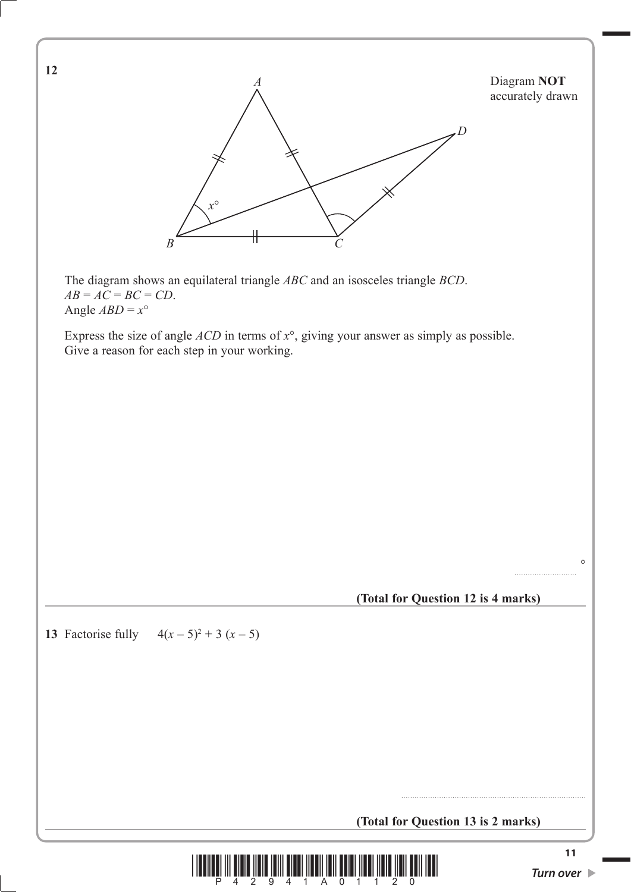**12**

Diagram **NOT** accurately drawn

The diagram shows an equilateral triangle $ABC$ and an isosceles triangle $BCD$.
$AB = AC = BC = CD$.
Angle $ABD = x°$

Express the size of angle $ACD$ in terms of $x°$, giving your answer as simply as possible.
Give a reason for each step in your working.

..........................°

**(Total for Question 12 is 4 marks)**

---

**13** Factorise fully $4(x - 5)^2 + 3(x - 5)$

..........................................................................................

**(Total for Question 13 is 2 marks)**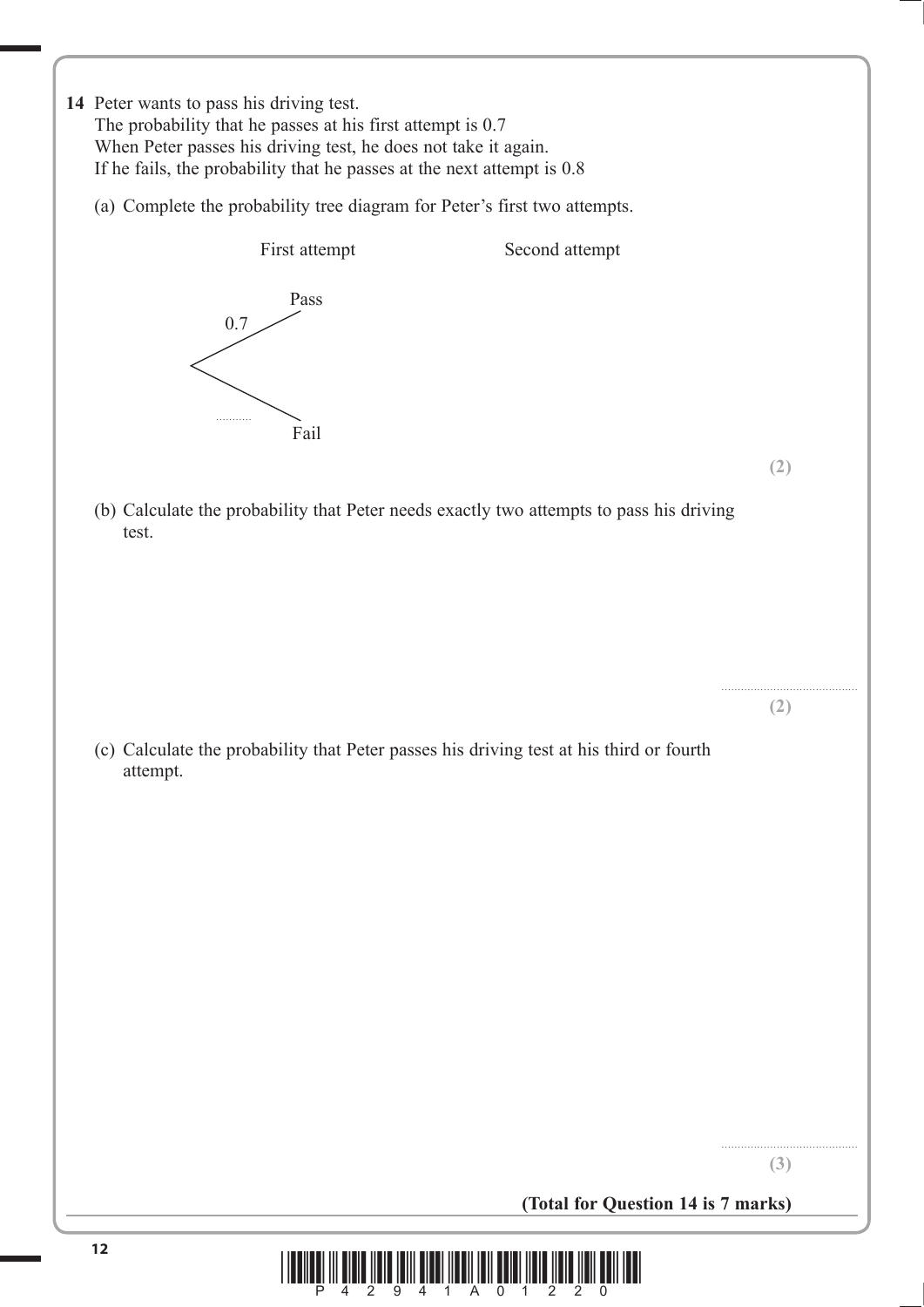**14** Peter wants to pass his driving test.
The probability that he passes at his first attempt is 0.7
When Peter passes his driving test, he does not take it again.
If he fails, the probability that he passes at the next attempt is 0.8

(a) Complete the probability tree diagram for Peter's first two attempts.

First attempt | Second attempt

- 0.7 → Pass
- .......... → Fail

**(2)**

(b) Calculate the probability that Peter needs exactly two attempts to pass his driving test.

..........................................

**(2)**

(c) Calculate the probability that Peter passes his driving test at his third or fourth attempt.

..........................................

**(3)**

**(Total for Question 14 is 7 marks)**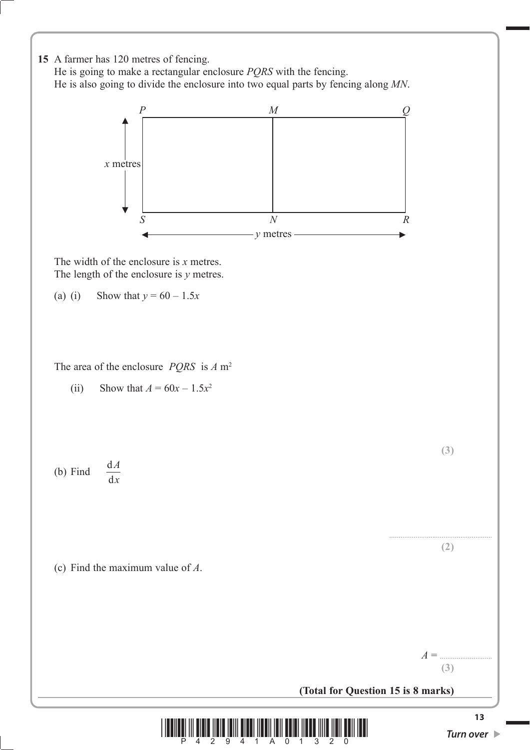**15** A farmer has 120 metres of fencing.
He is going to make a rectangular enclosure *PQRS* with the fencing.
He is also going to divide the enclosure into two equal parts by fencing along *MN*.

The width of the enclosure is $x$ metres.
The length of the enclosure is $y$ metres.

(a) (i) Show that $y = 60 - 1.5x$

The area of the enclosure *PQRS* is $A$ m$^2$

(ii) Show that $A = 60x - 1.5x^2$

**(3)**

(b) Find $\dfrac{dA}{dx}$

..........................................................

**(2)**

(c) Find the maximum value of $A$.

$A =$ ..............................

**(3)**

**(Total for Question 15 is 8 marks)**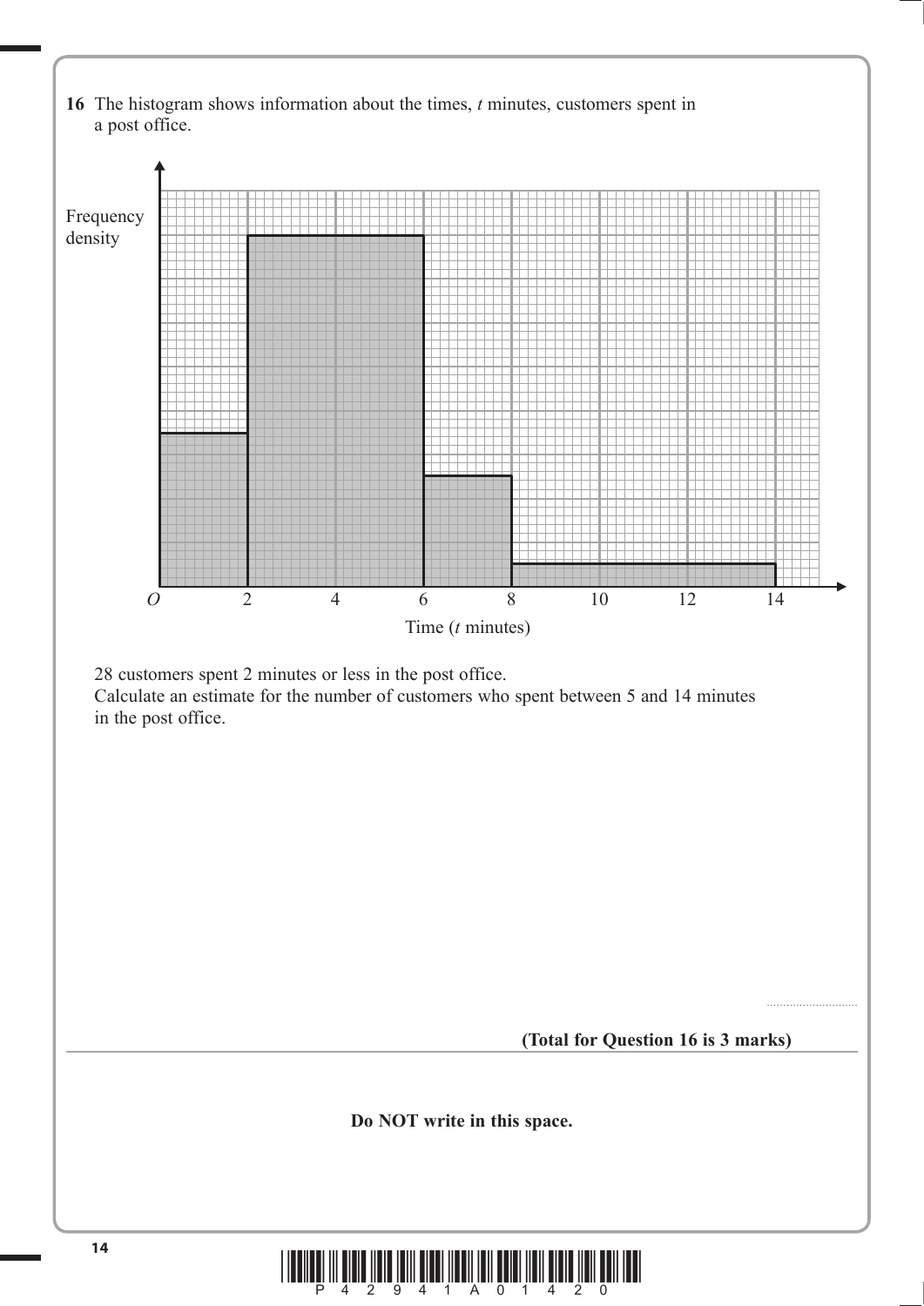**16** The histogram shows information about the times, $t$ minutes, customers spent in a post office.

28 customers spent 2 minutes or less in the post office.
Calculate an estimate for the number of customers who spent between 5 and 14 minutes in the post office.

..........................

**(Total for Question 16 is 3 marks)**

---

**Do NOT write in this space.**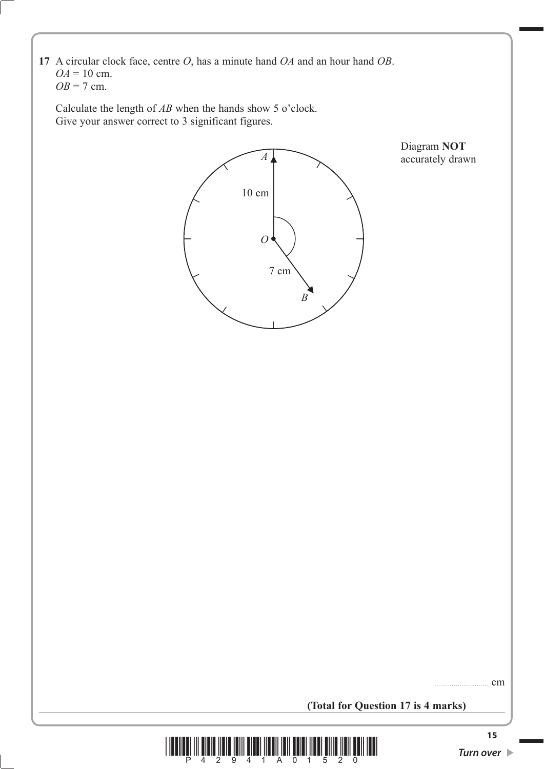**17** A circular clock face, centre $O$, has a minute hand $OA$ and an hour hand $OB$.
$OA = 10$ cm.
$OB = 7$ cm.

Calculate the length of $AB$ when the hands show 5 o'clock.
Give your answer correct to 3 significant figures.

Diagram **NOT** accurately drawn

.......................... cm

**(Total for Question 17 is 4 marks)**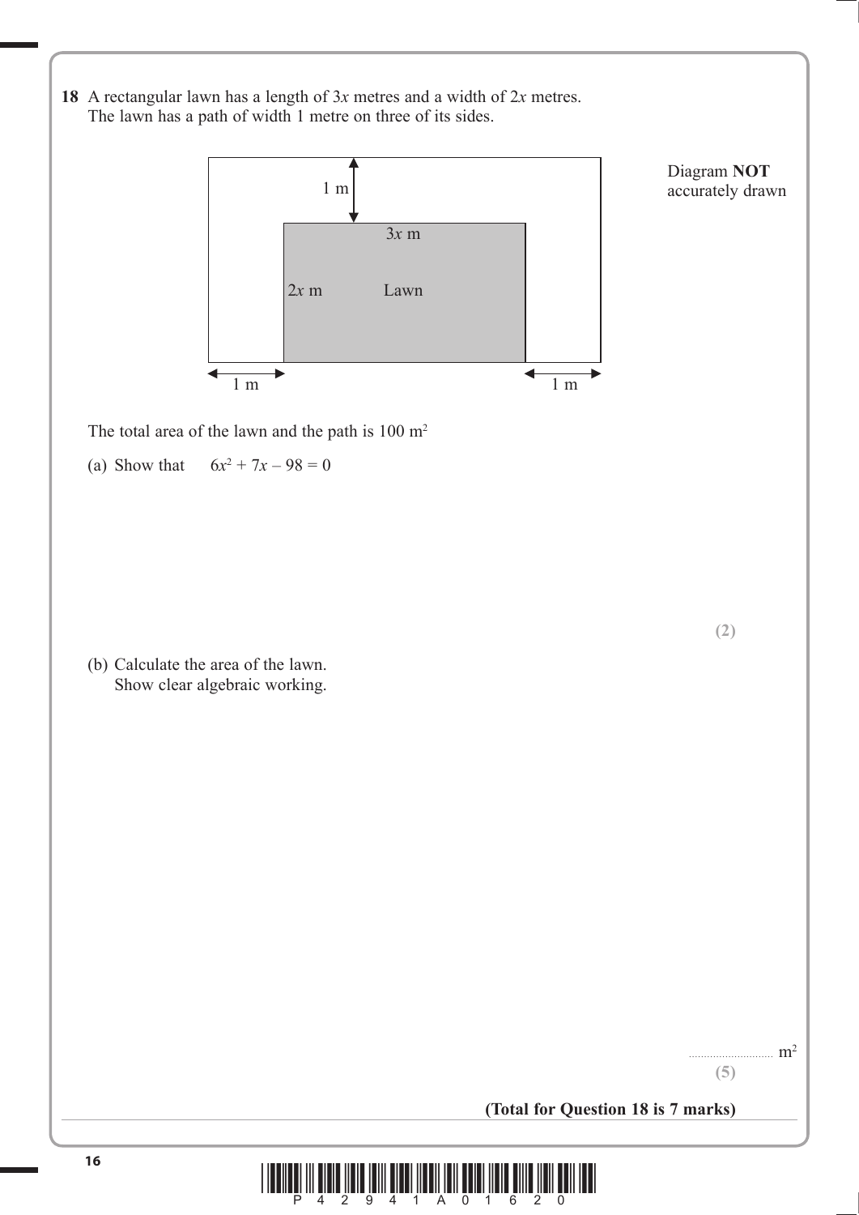**18** A rectangular lawn has a length of $3x$ metres and a width of $2x$ metres.
The lawn has a path of width 1 metre on three of its sides.

Diagram **NOT** accurately drawn

The total area of the lawn and the path is 100 m$^2$

(a) Show that $6x^2 + 7x - 98 = 0$

**(2)**

(b) Calculate the area of the lawn.
Show clear algebraic working.

.......................... m$^2$

**(5)**

**(Total for Question 18 is 7 marks)**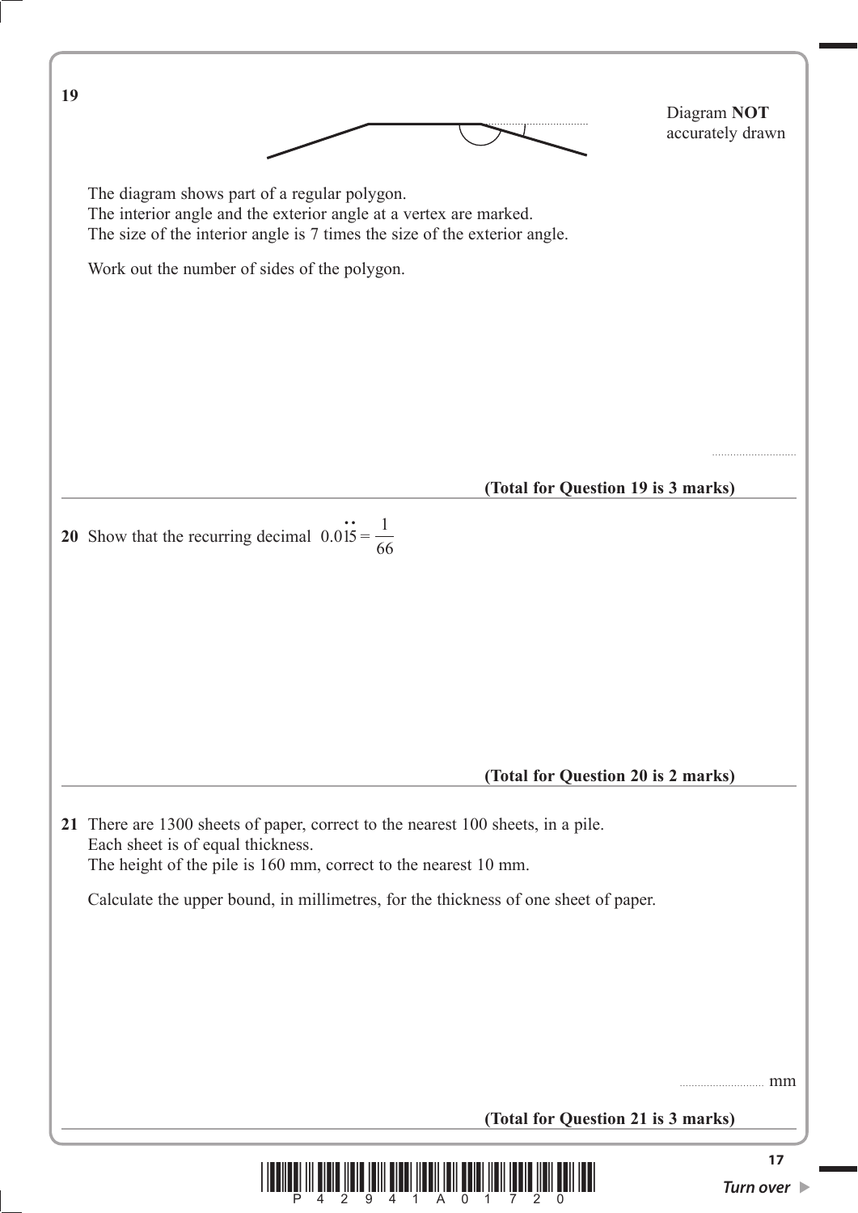**19**

Diagram **NOT** accurately drawn

The diagram shows part of a regular polygon.
The interior angle and the exterior angle at a vertex are marked.
The size of the interior angle is 7 times the size of the exterior angle.

Work out the number of sides of the polygon.

..........................

**(Total for Question 19 is 3 marks)**

---

**20** Show that the recurring decimal $0.0\dot{1}\dot{5} = \dfrac{1}{66}$

**(Total for Question 20 is 2 marks)**

---

**21** There are 1300 sheets of paper, correct to the nearest 100 sheets, in a pile.
Each sheet is of equal thickness.
The height of the pile is 160 mm, correct to the nearest 10 mm.

Calculate the upper bound, in millimetres, for the thickness of one sheet of paper.

.......................... mm

**(Total for Question 21 is 3 marks)**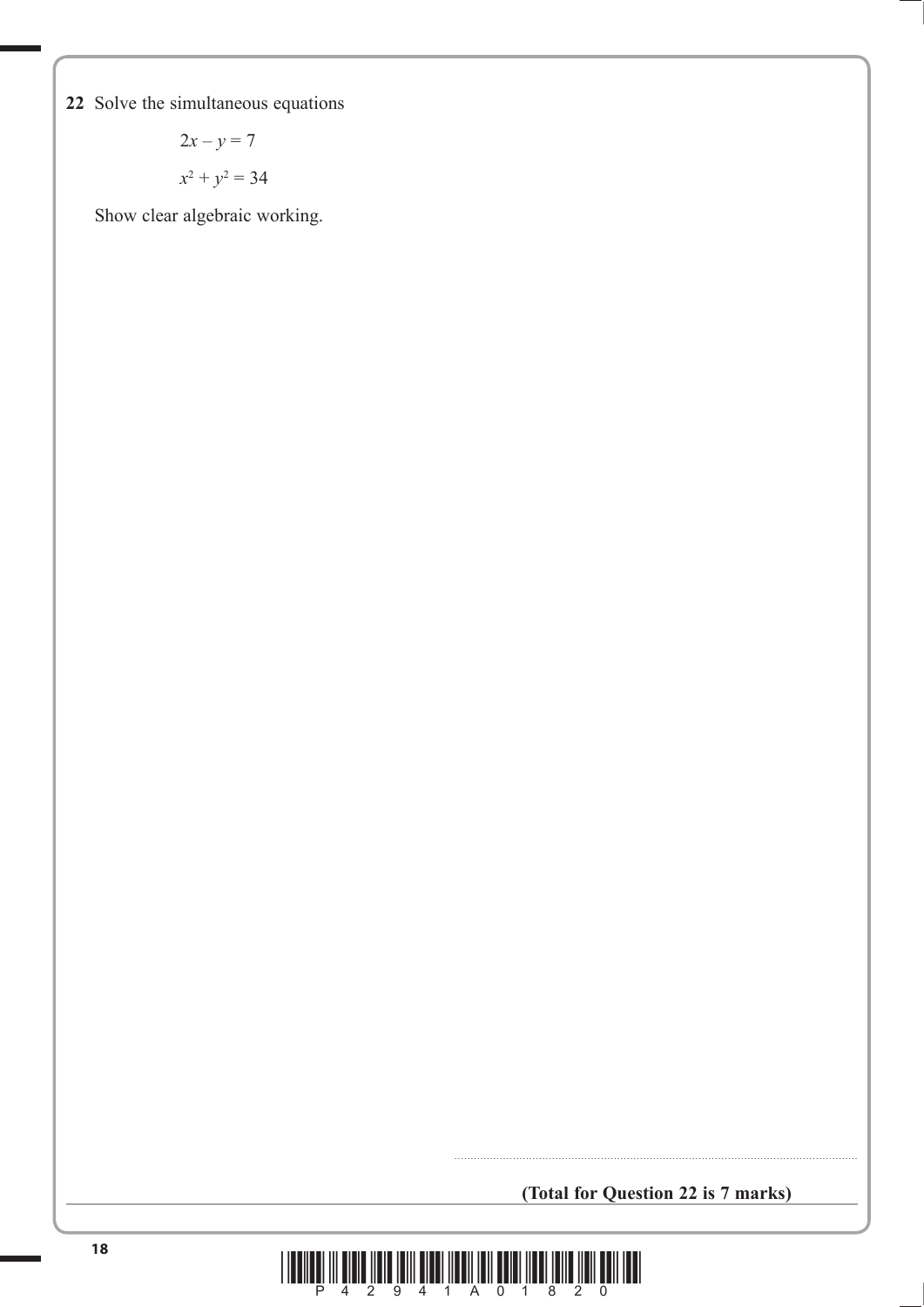**22** Solve the simultaneous equations

$$2x - y = 7$$

$$x^2 + y^2 = 34$$

Show clear algebraic working.

..............................................................................................

**(Total for Question 22 is 7 marks)**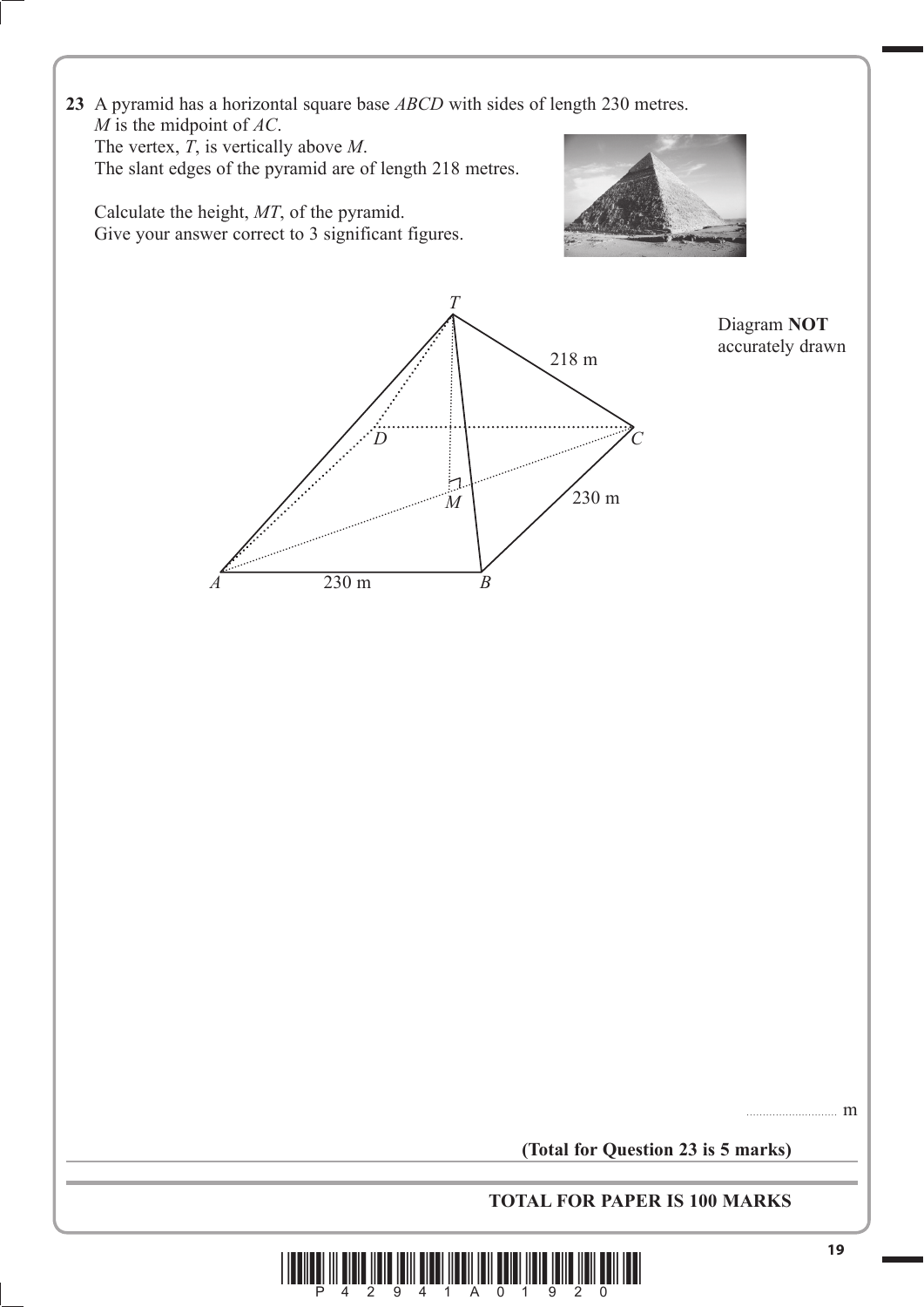**23** A pyramid has a horizontal square base *ABCD* with sides of length 230 metres.
*M* is the midpoint of *AC*.
The vertex, *T*, is vertically above *M*.
The slant edges of the pyramid are of length 218 metres.

Calculate the height, *MT*, of the pyramid.
Give your answer correct to 3 significant figures.

Diagram **NOT** accurately drawn

T, 218 m, D, C, M, 230 m, A, 230 m, B

.......................... m

**(Total for Question 23 is 5 marks)**

---

**TOTAL FOR PAPER IS 100 MARKS**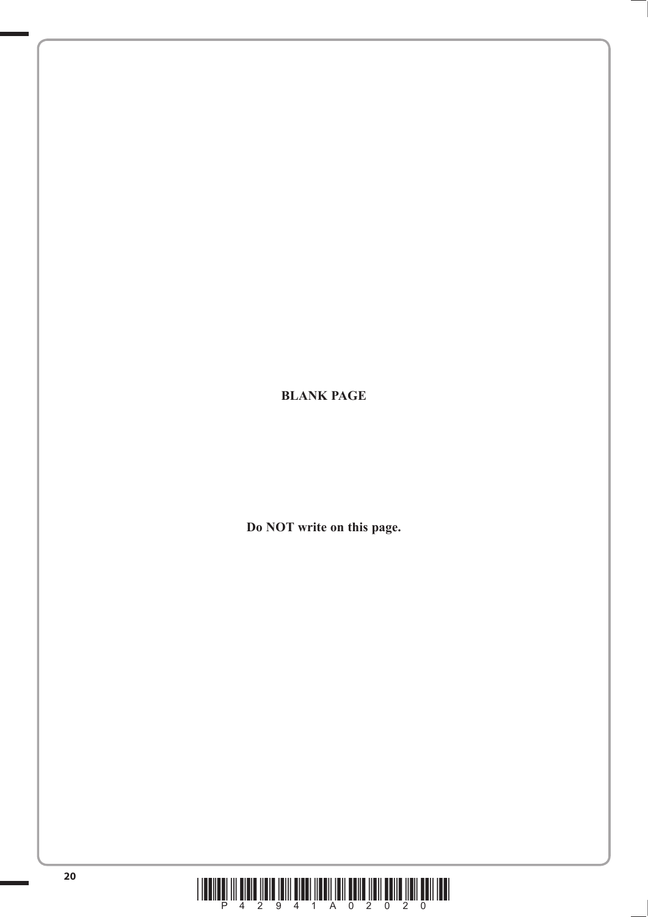**BLANK PAGE**

**Do NOT write on this page.**